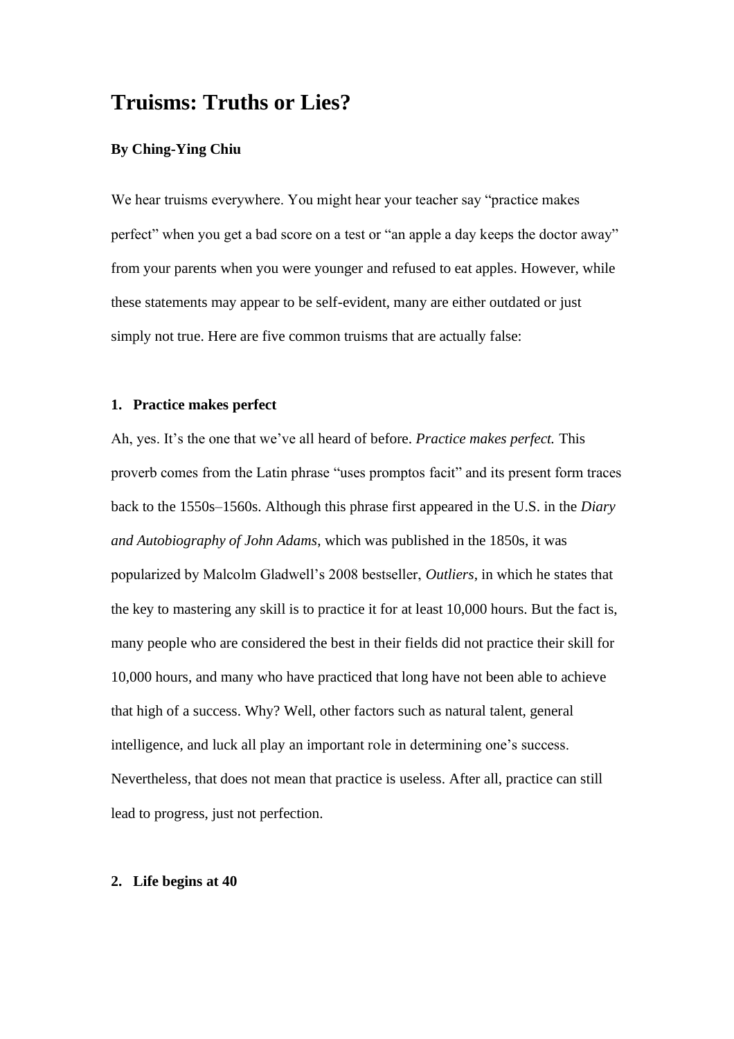# Truisms: Truths or Lies?

**By Ching-Ying Chiu**

We hear truisms everywhere. You might hear your teacher say "practice makes perfect" when you get a bad score on a test or "an apple a day keeps the doctor away" from your parents when you were younger and refused to eat apples. However, while these statements may appear to be self-evident, many are either outdated or just simply not true. Here are five common truisms that are actually false:

## 1. Practice makes perfect

Ah, yes. It's the one that we've all heard of before. *Practice makes perfect.* This proverb comes from the Latin phrase "uses promptos facit" and its present form traces back to the 1550s–1560s. Although this phrase first appeared in the U.S. in the *Diary and Autobiography of John Adams*, which was published in the 1850s, it was popularized by Malcolm Gladwell's 2008 bestseller, *Outliers*, in which he states that the key to mastering any skill is to practice it for at least 10,000 hours. But the fact is, many people who are considered the best in their fields did not practice their skill for 10,000 hours, and many who have practiced that long have not been able to achieve that high of a success. Why? Well, other factors such as natural talent, general intelligence, and luck all play an important role in determining one's success. Nevertheless, that does not mean that practice is useless. After all, practice can still lead to progress, just not perfection.

## 2. Life begins at 40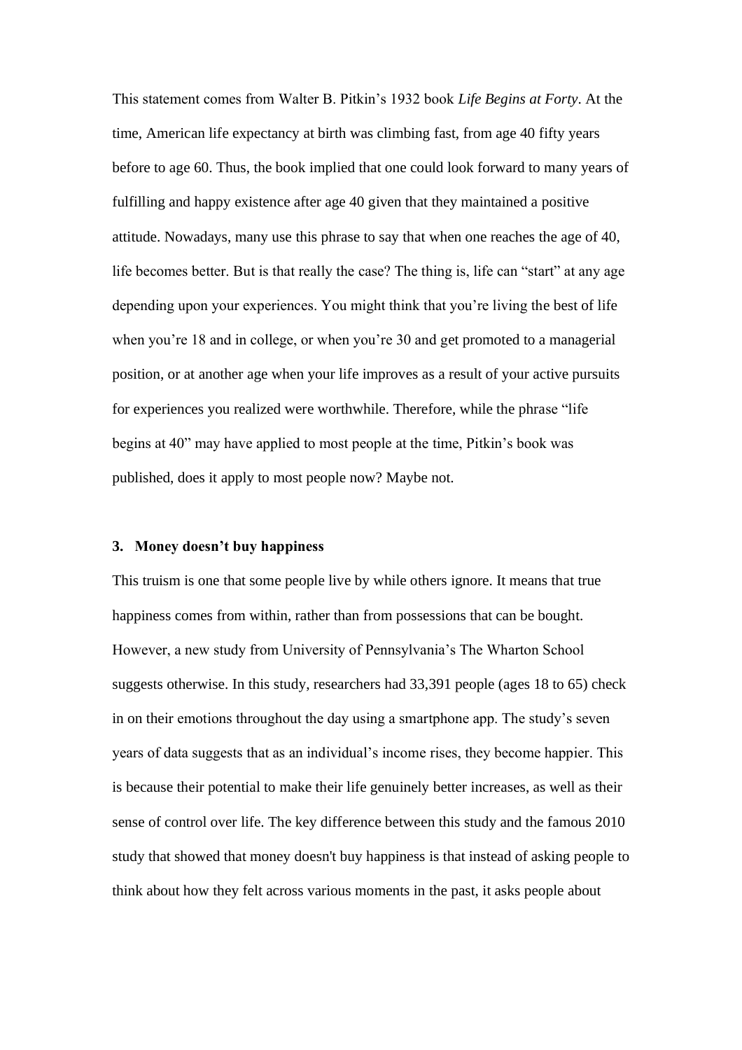This statement comes from Walter B. Pitkin's 1932 book *Life Begins at Forty*. At the time, American life expectancy at birth was climbing fast, from age 40 fifty years before to age 60. Thus, the book implied that one could look forward to many years of fulfilling and happy existence after age 40 given that they maintained a positive attitude. Nowadays, many use this phrase to say that when one reaches the age of 40, life becomes better. But is that really the case? The thing is, life can "start" at any age depending upon your experiences. You might think that you're living the best of life when you're 18 and in college, or when you're 30 and get promoted to a managerial position, or at another age when your life improves as a result of your active pursuits for experiences you realized were worthwhile. Therefore, while the phrase "life begins at 40" may have applied to most people at the time, Pitkin's book was published, does it apply to most people now? Maybe not.

### 3. Money doesn't buy happiness

This truism is one that some people live by while others ignore. It means that true happiness comes from within, rather than from possessions that can be bought. However, a new study from University of Pennsylvania's The Wharton School suggests otherwise. In this study, researchers had 33,391 people (ages 18 to 65) check in on their emotions throughout the day using a smartphone app. The study's seven years of data suggests that as an individual's income rises, they become happier. This is because their potential to make their life genuinely better increases, as well as their sense of control over life. The key difference between this study and the famous 2010 study that showed that money doesn't buy happiness is that instead of asking people to think about how they felt across various moments in the past, it asks people about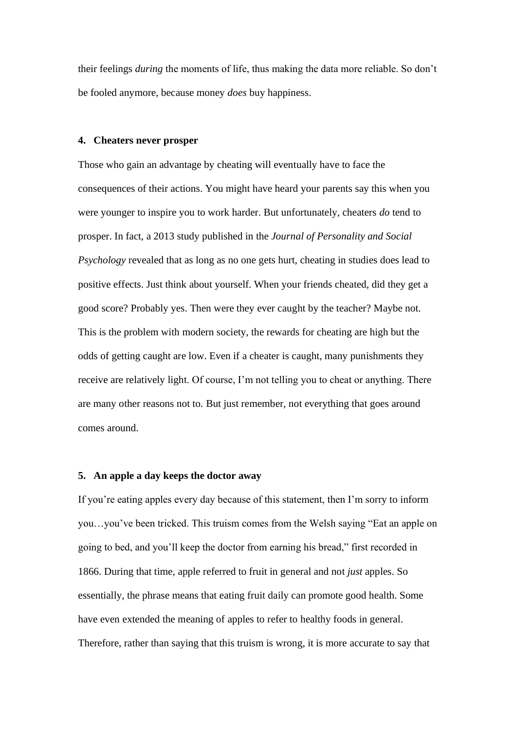their feelings *during* the moments of life, thus making the data more reliable. So don't be fooled anymore, because money *does* buy happiness.

### 4. Cheaters never prosper

Those who gain an advantage by cheating will eventually have to face the consequences of their actions. You might have heard your parents say this when you were younger to inspire you to work harder. But unfortunately, cheaters *do* tend to prosper. In fact, a 2013 study published in the *Journal of Personality and Social Psychology* revealed that as long as no one gets hurt, cheating in studies does lead to positive effects. Just think about yourself. When your friends cheated, did they get a good score? Probably yes. Then were they ever caught by the teacher? Maybe not. This is the problem with modern society, the rewards for cheating are high but the odds of getting caught are low. Even if a cheater is caught, many punishments they receive are relatively light. Of course, I'm not telling you to cheat or anything. There are many other reasons not to. But just remember, not everything that goes around comes around.

### 5. An apple a day keeps the doctor away

If you're eating apples every day because of this statement, then I'm sorry to inform you…you've been tricked. This truism comes from the Welsh saying "Eat an apple on going to bed, and you'll keep the doctor from earning his bread," first recorded in 1866. During that time, apple referred to fruit in general and not *just* apples. So essentially, the phrase means that eating fruit daily can promote good health. Some have even extended the meaning of apples to refer to healthy foods in general. Therefore, rather than saying that this truism is wrong, it is more accurate to say that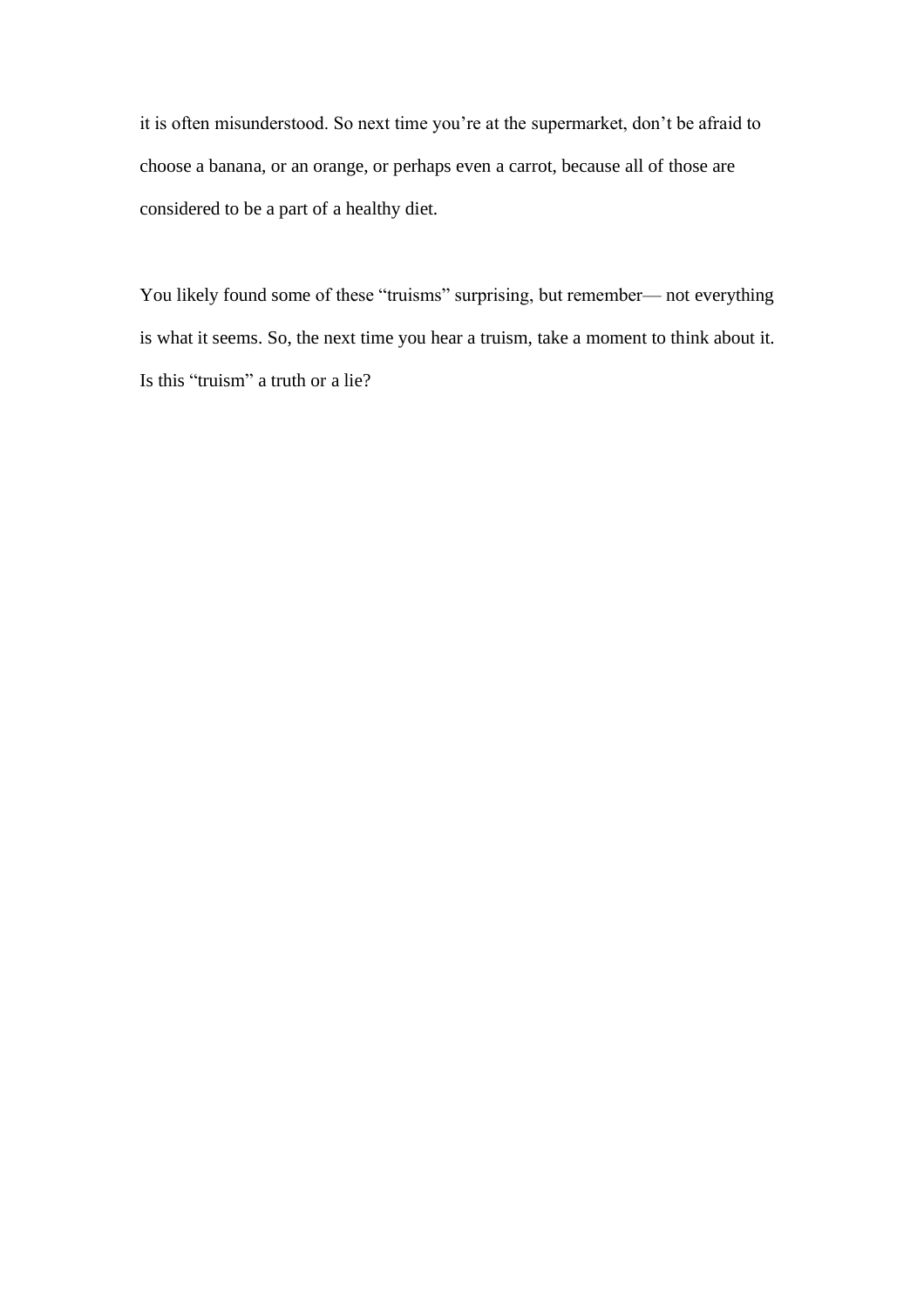it is often misunderstood. So next time you're at the supermarket, don't be afraid to choose a banana, or an orange, or perhaps even a carrot, because all of those are considered to be a part of a healthy diet.

You likely found some of these "truisms" surprising, but remember— not everything is what it seems. So, the next time you hear a truism, take a moment to think about it. Is this "truism" a truth or a lie?